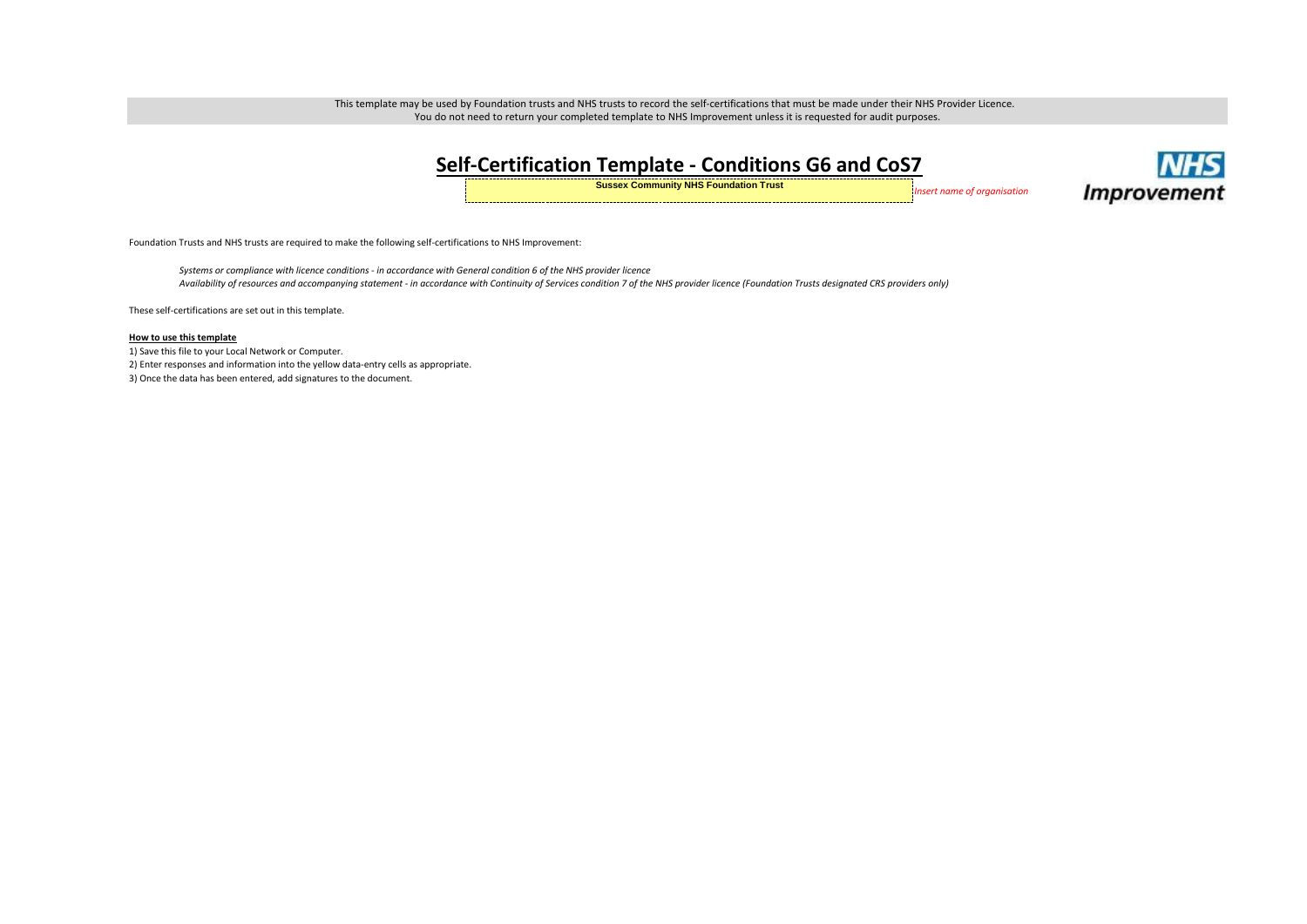This template may be used by Foundation trusts and NHS trusts to record the self-certifications that must be made under their NHS Provider Licence.
You do not need to return your completed template to NHS Improvement unless it is requested for audit purposes.

# Self-Certification Template - Conditions G6 and CoS7

**Sussex Community NHS Foundation Trust** *Insert name of organisation*

Foundation Trusts and NHS trusts are required to make the following self-certifications to NHS Improvement:

*Systems or compliance with licence conditions - in accordance with General condition 6 of the NHS provider licence*
*Availability of resources and accompanying statement - in accordance with Continuity of Services condition 7 of the NHS provider licence (Foundation Trusts designated CRS providers only)*

These self-certifications are set out in this template.

**How to use this template**

1) Save this file to your Local Network or Computer.
2) Enter responses and information into the yellow data-entry cells as appropriate.
3) Once the data has been entered, add signatures to the document.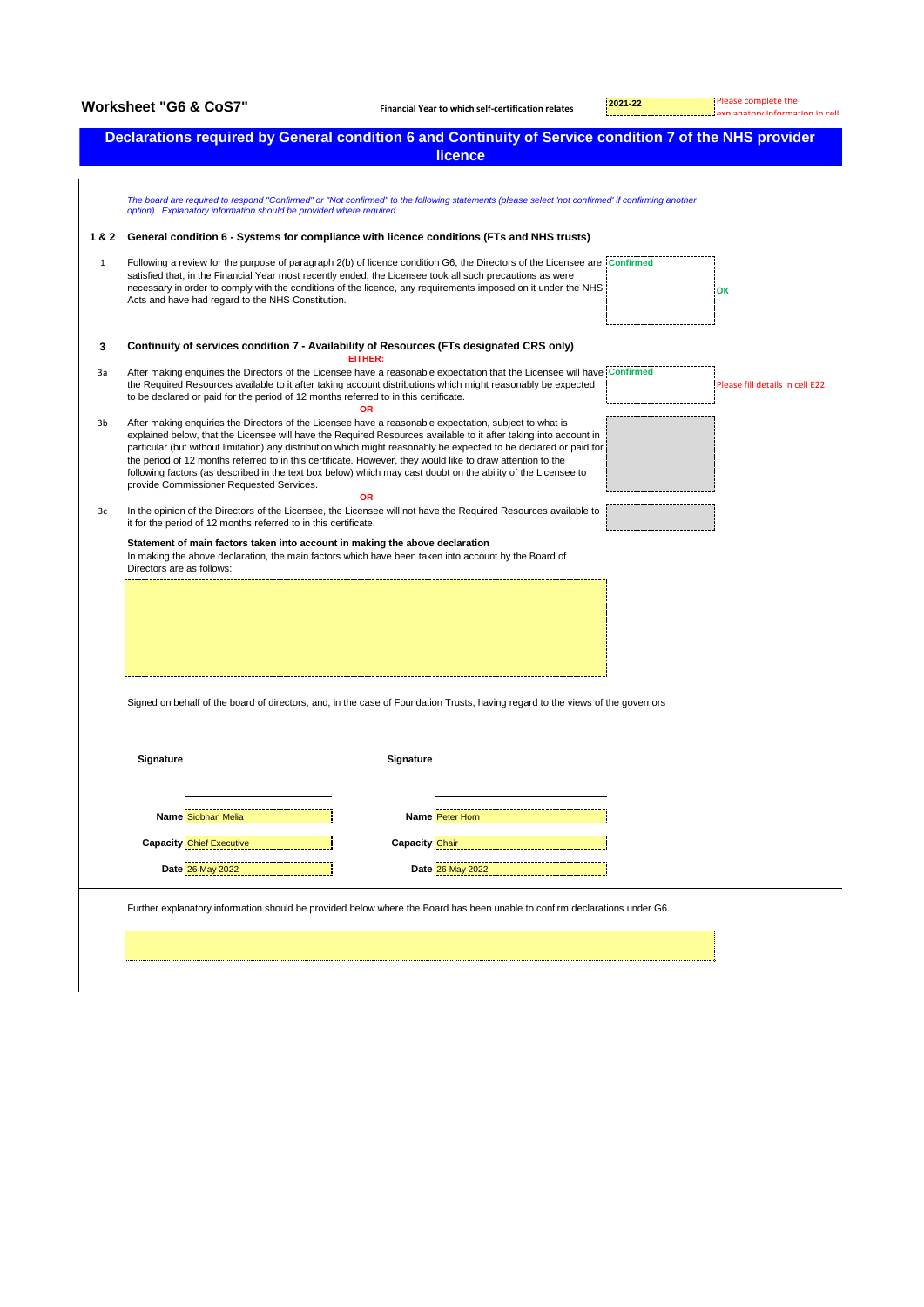**Worksheet "G6 & CoS7"**

**Financial Year to which self-certification relates** 2021-22

Please complete the explanatory information in cell

# Declarations required by General condition 6 and Continuity of Service condition 7 of the NHS provider licence

*The board are required to respond "Confirmed" or "Not confirmed" to the following statements (please select 'not confirmed' if confirming another option). Explanatory information should be provided where required.*

**1 & 2 General condition 6 - Systems for compliance with licence conditions (FTs and NHS trusts)**

1 Following a review for the purpose of paragraph 2(b) of licence condition G6, the Directors of the Licensee are satisfied that, in the Financial Year most recently ended, the Licensee took all such precautions as were necessary in order to comply with the conditions of the licence, any requirements imposed on it under the NHS Acts and have had regard to the NHS Constitution. — **Confirmed** — OK

**3 Continuity of services condition 7 - Availability of Resources (FTs designated CRS only)**

**EITHER:**

3a After making enquiries the Directors of the Licensee have a reasonable expectation that the Licensee will have the Required Resources available to it after taking account distributions which might reasonably be expected to be declared or paid for the period of 12 months referred to in this certificate. — **Confirmed** — Please fill details in cell E22

**OR**

3b After making enquiries the Directors of the Licensee have a reasonable expectation, subject to what is explained below, that the Licensee will have the Required Resources available to it after taking into account in particular (but without limitation) any distribution which might reasonably be expected to be declared or paid for the period of 12 months referred to in this certificate. However, they would like to draw attention to the following factors (as described in the text box below) which may cast doubt on the ability of the Licensee to provide Commissioner Requested Services.

**OR**

3c In the opinion of the Directors of the Licensee, the Licensee will not have the Required Resources available to it for the period of 12 months referred to in this certificate.

**Statement of main factors taken into account in making the above declaration**

In making the above declaration, the main factors which have been taken into account by the Board of Directors are as follows:

Signed on behalf of the board of directors, and, in the case of Foundation Trusts, having regard to the views of the governors

| | |
|---|---|
| **Signature** | **Signature** |
| **Name** Siobhan Melia | **Name** Peter Horn |
| **Capacity** Chief Executive | **Capacity** Chair |
| **Date** 26 May 2022 | **Date** 26 May 2022 |

Further explanatory information should be provided below where the Board has been unable to confirm declarations under G6.